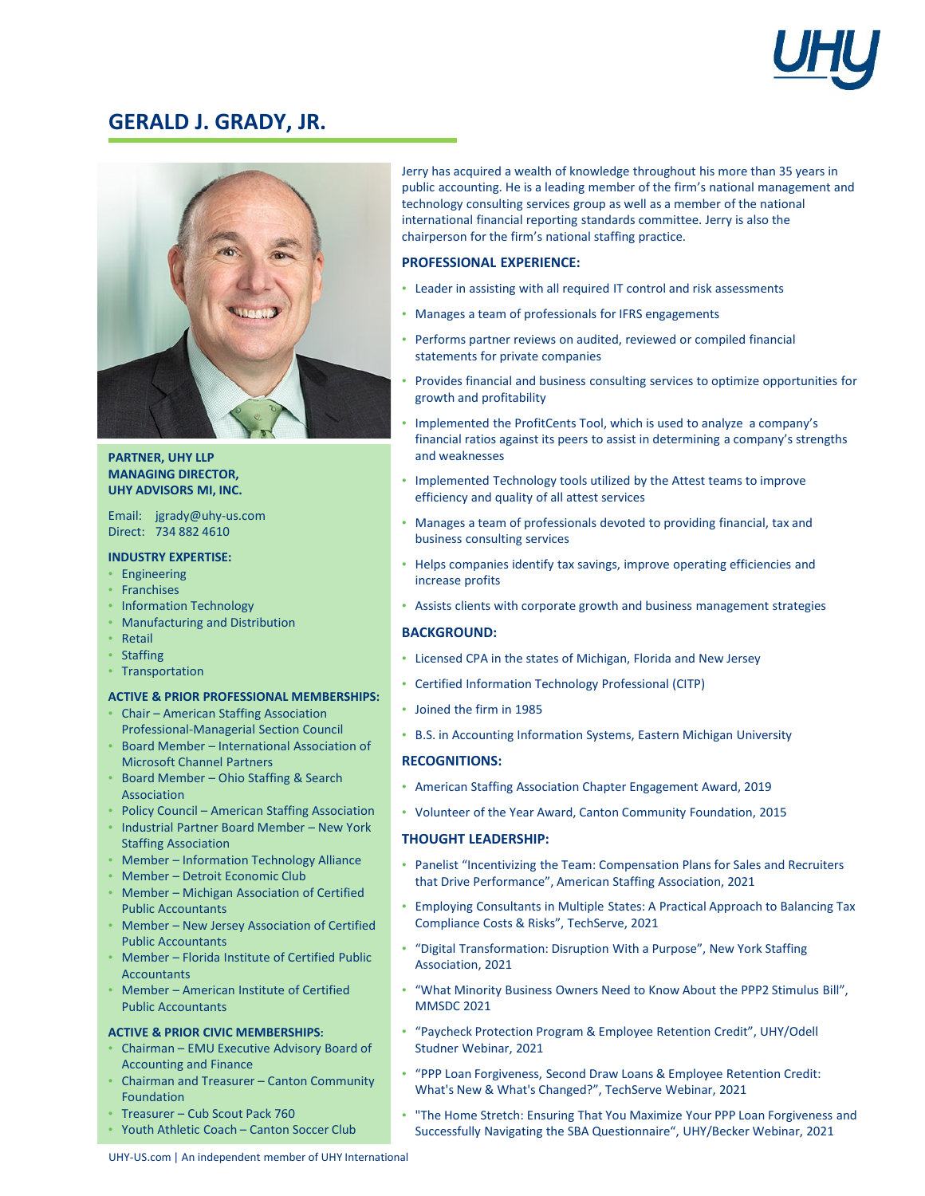# GERALD J. GRADY, JR.

**PARTNER, UHY LLP**
**MANAGING DIRECTOR, UHY ADVISORS MI, INC.**

Email: jgrady@uhy-us.com
Direct: 734 882 4610

**INDUSTRY EXPERTISE:**

- Engineering
- Franchises
- Information Technology
- Manufacturing and Distribution
- Retail
- Staffing
- Transportation

**ACTIVE & PRIOR PROFESSIONAL MEMBERSHIPS:**

- Chair – American Staffing Association Professional-Managerial Section Council
- Board Member – International Association of Microsoft Channel Partners
- Board Member – Ohio Staffing & Search Association
- Policy Council – American Staffing Association
- Industrial Partner Board Member – New York Staffing Association
- Member – Information Technology Alliance
- Member – Detroit Economic Club
- Member – Michigan Association of Certified Public Accountants
- Member – New Jersey Association of Certified Public Accountants
- Member – Florida Institute of Certified Public Accountants
- Member – American Institute of Certified Public Accountants

**ACTIVE & PRIOR CIVIC MEMBERSHIPS:**

- Chairman – EMU Executive Advisory Board of Accounting and Finance
- Chairman and Treasurer – Canton Community Foundation
- Treasurer – Cub Scout Pack 760
- Youth Athletic Coach – Canton Soccer Club

Jerry has acquired a wealth of knowledge throughout his more than 35 years in public accounting. He is a leading member of the firm's national management and technology consulting services group as well as a member of the national international financial reporting standards committee. Jerry is also the chairperson for the firm's national staffing practice.

**PROFESSIONAL EXPERIENCE:**

- Leader in assisting with all required IT control and risk assessments
- Manages a team of professionals for IFRS engagements
- Performs partner reviews on audited, reviewed or compiled financial statements for private companies
- Provides financial and business consulting services to optimize opportunities for growth and profitability
- Implemented the ProfitCents Tool, which is used to analyze a company's financial ratios against its peers to assist in determining a company's strengths and weaknesses
- Implemented Technology tools utilized by the Attest teams to improve efficiency and quality of all attest services
- Manages a team of professionals devoted to providing financial, tax and business consulting services
- Helps companies identify tax savings, improve operating efficiencies and increase profits
- Assists clients with corporate growth and business management strategies

**BACKGROUND:**

- Licensed CPA in the states of Michigan, Florida and New Jersey
- Certified Information Technology Professional (CITP)
- Joined the firm in 1985
- B.S. in Accounting Information Systems, Eastern Michigan University

**RECOGNITIONS:**

- American Staffing Association Chapter Engagement Award, 2019
- Volunteer of the Year Award, Canton Community Foundation, 2015

**THOUGHT LEADERSHIP:**

- Panelist "Incentivizing the Team: Compensation Plans for Sales and Recruiters that Drive Performance", American Staffing Association, 2021
- Employing Consultants in Multiple States: A Practical Approach to Balancing Tax Compliance Costs & Risks", TechServe, 2021
- "Digital Transformation: Disruption With a Purpose", New York Staffing Association, 2021
- "What Minority Business Owners Need to Know About the PPP2 Stimulus Bill", MMSDC 2021
- "Paycheck Protection Program & Employee Retention Credit", UHY/Odell Studner Webinar, 2021
- "PPP Loan Forgiveness, Second Draw Loans & Employee Retention Credit: What's New & What's Changed?", TechServe Webinar, 2021
- "The Home Stretch: Ensuring That You Maximize Your PPP Loan Forgiveness and Successfully Navigating the SBA Questionnaire", UHY/Becker Webinar, 2021

UHY-US.com | An independent member of UHY International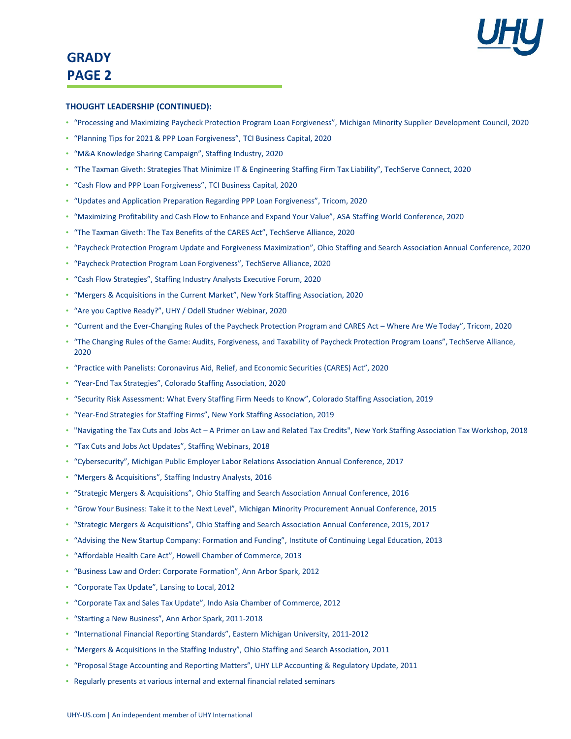**THOUGHT LEADERSHIP (CONTINUED):**

- “Processing and Maximizing Paycheck Protection Program Loan Forgiveness”, Michigan Minority Supplier Development Council, 2020
- “Planning Tips for 2021 & PPP Loan Forgiveness”, TCI Business Capital, 2020
- “M&A Knowledge Sharing Campaign”, Staffing Industry, 2020
- “The Taxman Giveth: Strategies That Minimize IT & Engineering Staffing Firm Tax Liability”, TechServe Connect, 2020
- “Cash Flow and PPP Loan Forgiveness”, TCI Business Capital, 2020
- “Updates and Application Preparation Regarding PPP Loan Forgiveness”, Tricom, 2020
- “Maximizing Profitability and Cash Flow to Enhance and Expand Your Value”, ASA Staffing World Conference, 2020
- “The Taxman Giveth: The Tax Benefits of the CARES Act”, TechServe Alliance, 2020
- “Paycheck Protection Program Update and Forgiveness Maximization”, Ohio Staffing and Search Association Annual Conference, 2020
- “Paycheck Protection Program Loan Forgiveness”, TechServe Alliance, 2020
- “Cash Flow Strategies”, Staffing Industry Analysts Executive Forum, 2020
- “Mergers & Acquisitions in the Current Market”, New York Staffing Association, 2020
- “Are you Captive Ready?”, UHY / Odell Studner Webinar, 2020
- “Current and the Ever-Changing Rules of the Paycheck Protection Program and CARES Act – Where Are We Today”, Tricom, 2020
- “The Changing Rules of the Game: Audits, Forgiveness, and Taxability of Paycheck Protection Program Loans”, TechServe Alliance, 2020
- “Practice with Panelists: Coronavirus Aid, Relief, and Economic Securities (CARES) Act”, 2020
- “Year-End Tax Strategies”, Colorado Staffing Association, 2020
- “Security Risk Assessment: What Every Staffing Firm Needs to Know”, Colorado Staffing Association, 2019
- “Year-End Strategies for Staffing Firms”, New York Staffing Association, 2019
- "Navigating the Tax Cuts and Jobs Act – A Primer on Law and Related Tax Credits", New York Staffing Association Tax Workshop, 2018
- “Tax Cuts and Jobs Act Updates”, Staffing Webinars, 2018
- “Cybersecurity”, Michigan Public Employer Labor Relations Association Annual Conference, 2017
- “Mergers & Acquisitions”, Staffing Industry Analysts, 2016
- “Strategic Mergers & Acquisitions”, Ohio Staffing and Search Association Annual Conference, 2016
- “Grow Your Business: Take it to the Next Level”, Michigan Minority Procurement Annual Conference, 2015
- “Strategic Mergers & Acquisitions”, Ohio Staffing and Search Association Annual Conference, 2015, 2017
- “Advising the New Startup Company: Formation and Funding”, Institute of Continuing Legal Education, 2013
- “Affordable Health Care Act”, Howell Chamber of Commerce, 2013
- “Business Law and Order: Corporate Formation”, Ann Arbor Spark, 2012
- “Corporate Tax Update”, Lansing to Local, 2012
- “Corporate Tax and Sales Tax Update”, Indo Asia Chamber of Commerce, 2012
- “Starting a New Business”, Ann Arbor Spark, 2011-2018
- “International Financial Reporting Standards”, Eastern Michigan University, 2011-2012
- “Mergers & Acquisitions in the Staffing Industry”, Ohio Staffing and Search Association, 2011
- “Proposal Stage Accounting and Reporting Matters”, UHY LLP Accounting & Regulatory Update, 2011
- Regularly presents at various internal and external financial related seminars